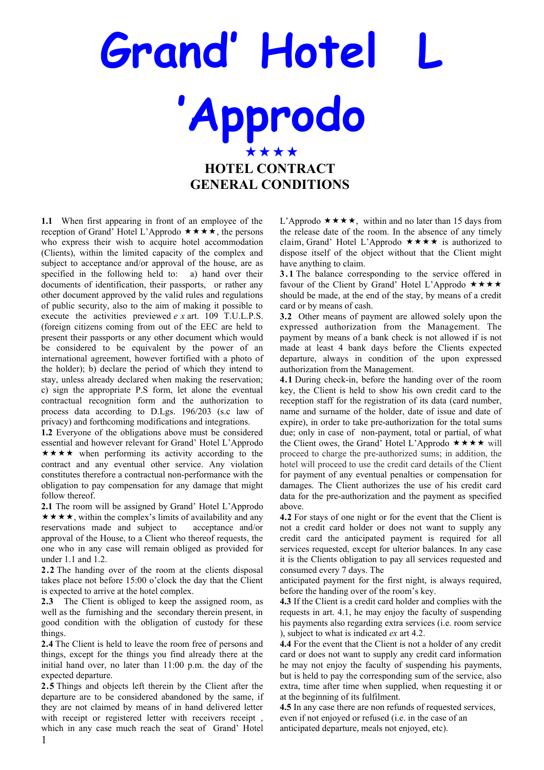# Grand' Hotel L 'Approdo

★★★★

## HOTEL CONTRACT
## GENERAL CONDITIONS

**1.1** When first appearing in front of an employee of the reception of Grand' Hotel L'Approdo ★★★★, the persons who express their wish to acquire hotel accommodation (Clients), within the limited capacity of the complex and subject to acceptance and/or approval of the house, are as specified in the following held to: a) hand over their documents of identification, their passports, or rather any other document approved by the valid rules and regulations of public security, also to the aim of making it possible to execute the activities previewed *e x* art. 109 T.U.L.P.S. (foreign citizens coming from out of the EEC are held to present their passports or any other document which would be considered to be equivalent by the power of an international agreement, however fortified with a photo of the holder); b) declare the period of which they intend to stay, unless already declared when making the reservation; c) sign the appropriate P.S form, let alone the eventual contractual recognition form and the authorization to process data according to D.Lgs. 196/203 (s.c law of privacy) and forthcoming modifications and integrations.

**1.2** Everyone of the obligations above must be considered essential and however relevant for Grand' Hotel L'Approdo ★★★★ when performing its activity according to the contract and any eventual other service. Any violation constitutes therefore a contractual non-performance with the obligation to pay compensation for any damage that might follow thereof.

**2.1** The room will be assigned by Grand' Hotel L'Approdo ★★★★, within the complex's limits of availability and any reservations made and subject to acceptance and/or approval of the House, to a Client who thereof requests, the one who in any case will remain obliged as provided for under 1.1 and 1.2.

**2.2** The handing over of the room at the clients disposal takes place not before 15:00 o'clock the day that the Client is expected to arrive at the hotel complex.

**2.3** The Client is obliged to keep the assigned room, as well as the furnishing and the secondary therein present, in good condition with the obligation of custody for these things.

**2.4** The Client is held to leave the room free of persons and things, except for the things you find already there at the initial hand over, no later than 11:00 p.m. the day of the expected departure.

**2.5** Things and objects left therein by the Client after the departure are to be considered abandoned by the same, if they are not claimed by means of in hand delivered letter with receipt or registered letter with receivers receipt , which in any case much reach the seat of Grand' Hotel L'Approdo ★★★★, within and no later than 15 days from the release date of the room. In the absence of any timely claim, Grand' Hotel L'Approdo ★★★★ is authorized to dispose itself of the object without that the Client might have anything to claim.

**3.1** The balance corresponding to the service offered in favour of the Client by Grand' Hotel L'Approdo ★★★★ should be made, at the end of the stay, by means of a credit card or by means of cash.

**3.2** Other means of payment are allowed solely upon the expressed authorization from the Management. The payment by means of a bank check is not allowed if is not made at least 4 bank days before the Clients expected departure, always in condition of the upon expressed authorization from the Management.

**4.1** During check-in, before the handing over of the room key, the Client is held to show his own credit card to the reception staff for the registration of its data (card number, name and surname of the holder, date of issue and date of expire), in order to take pre-authorization for the total sums due; only in case of non-payment, total or partial, of what the Client owes, the Grand' Hotel L'Approdo ★★★★ will proceed to charge the pre-authorized sums; in addition, the hotel will proceed to use the credit card details of the Client for payment of any eventual penalties or compensation for damages. The Client authorizes the use of his credit card data for the pre-authorization and the payment as specified above.

**4.2** For stays of one night or for the event that the Client is not a credit card holder or does not want to supply any credit card the anticipated payment is required for all services requested, except for ulterior balances. In any case it is the Clients obligation to pay all services requested and consumed every 7 days. The anticipated payment for the first night, is always required, before the handing over of the room's key.

**4.3** If the Client is a credit card holder and complies with the requests in art. 4.1, he may enjoy the faculty of suspending his payments also regarding extra services (i.e. room service ), subject to what is indicated *ex* art 4.2.

**4.4** For the event that the Client is not a holder of any credit card or does not want to supply any credit card information he may not enjoy the faculty of suspending his payments, but is held to pay the corresponding sum of the service, also extra, time after time when supplied, when requesting it or at the beginning of its fulfilment.

**4.5** In any case there are non refunds of requested services, even if not enjoyed or refused (i.e. in the case of an anticipated departure, meals not enjoyed, etc).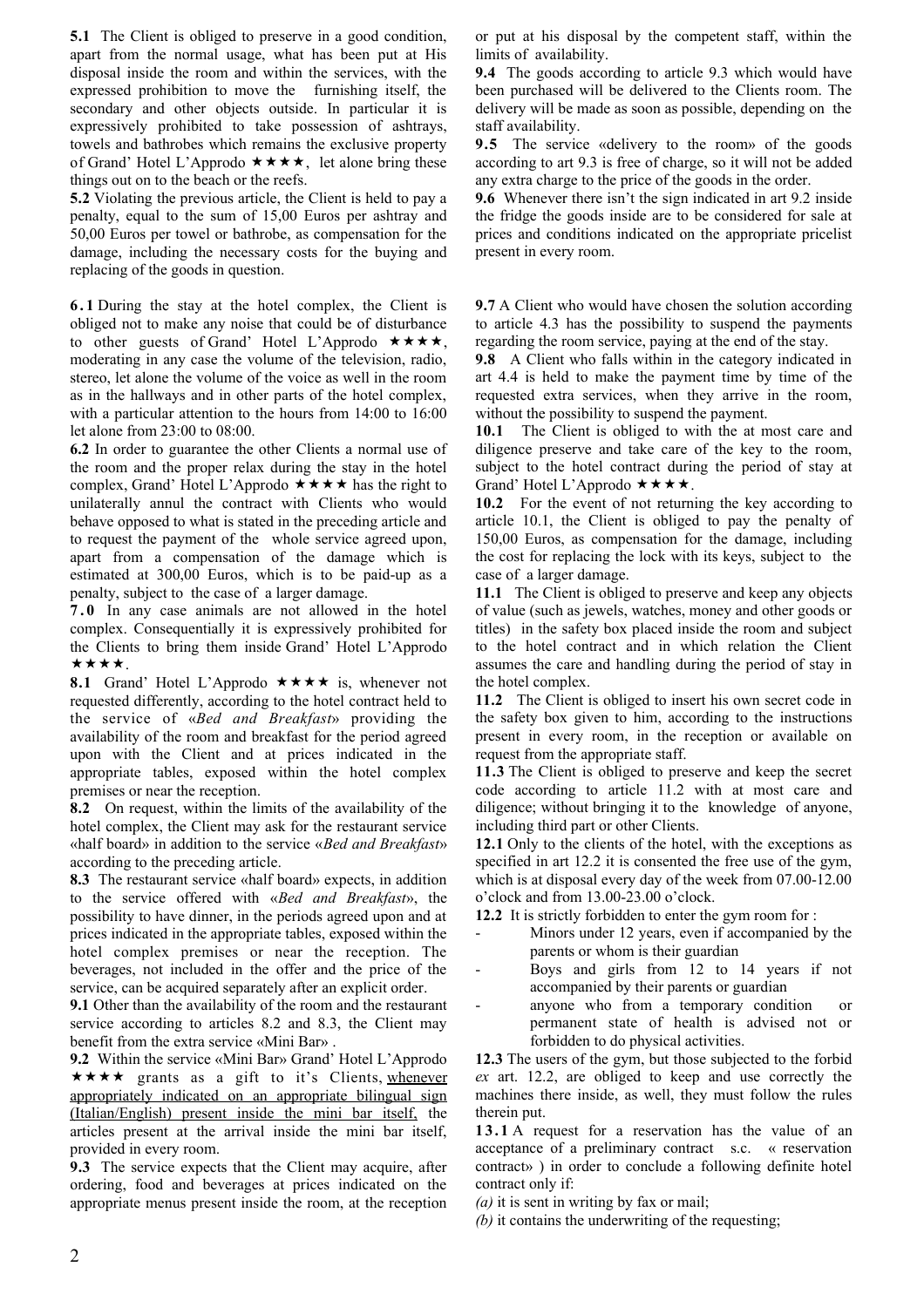**5.1** The Client is obliged to preserve in a good condition, apart from the normal usage, what has been put at His disposal inside the room and within the services, with the expressed prohibition to move the furnishing itself, the secondary and other objects outside. In particular it is expressively prohibited to take possession of ashtrays, towels and bathrobes which remains the exclusive property of Grand' Hotel L'Approdo ★★★★, let alone bring these things out on to the beach or the reefs.

**5.2** Violating the previous article, the Client is held to pay a penalty, equal to the sum of 15,00 Euros per ashtray and 50,00 Euros per towel or bathrobe, as compensation for the damage, including the necessary costs for the buying and replacing of the goods in question.

**6.1** During the stay at the hotel complex, the Client is obliged not to make any noise that could be of disturbance to other guests of Grand' Hotel L'Approdo ★★★★, moderating in any case the volume of the television, radio, stereo, let alone the volume of the voice as well in the room as in the hallways and in other parts of the hotel complex, with a particular attention to the hours from 14:00 to 16:00 let alone from 23:00 to 08:00.

**6.2** In order to guarantee the other Clients a normal use of the room and the proper relax during the stay in the hotel complex, Grand' Hotel L'Approdo ★★★★ has the right to unilaterally annul the contract with Clients who would behave opposed to what is stated in the preceding article and to request the payment of the whole service agreed upon, apart from a compensation of the damage which is estimated at 300,00 Euros, which is to be paid-up as a penalty, subject to the case of a larger damage.

**7.0** In any case animals are not allowed in the hotel complex. Consequentially it is expressively prohibited for the Clients to bring them inside Grand' Hotel L'Approdo ★★★★.

**8.1** Grand' Hotel L'Approdo ★★★★ is, whenever not requested differently, according to the hotel contract held to the service of «*Bed and Breakfast*» providing the availability of the room and breakfast for the period agreed upon with the Client and at prices indicated in the appropriate tables, exposed within the hotel complex premises or near the reception.

**8.2** On request, within the limits of the availability of the hotel complex, the Client may ask for the restaurant service «half board» in addition to the service «*Bed and Breakfast*» according to the preceding article.

**8.3** The restaurant service «half board» expects, in addition to the service offered with «*Bed and Breakfast*», the possibility to have dinner, in the periods agreed upon and at prices indicated in the appropriate tables, exposed within the hotel complex premises or near the reception. The beverages, not included in the offer and the price of the service, can be acquired separately after an explicit order.

**9.1** Other than the availability of the room and the restaurant service according to articles 8.2 and 8.3, the Client may benefit from the extra service «Mini Bar» .

**9.2** Within the service «Mini Bar» Grand' Hotel L'Approdo ★★★★ grants as a gift to it's Clients, <u>whenever appropriately indicated on an appropriate bilingual sign (Italian/English) present inside the mini bar itself,</u> the articles present at the arrival inside the mini bar itself, provided in every room.

**9.3** The service expects that the Client may acquire, after ordering, food and beverages at prices indicated on the appropriate menus present inside the room, at the reception or put at his disposal by the competent staff, within the limits of availability.

**9.4** The goods according to article 9.3 which would have been purchased will be delivered to the Clients room. The delivery will be made as soon as possible, depending on the staff availability.

**9.5** The service «delivery to the room» of the goods according to art 9.3 is free of charge, so it will not be added any extra charge to the price of the goods in the order.

**9.6** Whenever there isn't the sign indicated in art 9.2 inside the fridge the goods inside are to be considered for sale at prices and conditions indicated on the appropriate pricelist present in every room.

**9.7** A Client who would have chosen the solution according to article 4.3 has the possibility to suspend the payments regarding the room service, paying at the end of the stay.

**9.8** A Client who falls within in the category indicated in art 4.4 is held to make the payment time by time of the requested extra services, when they arrive in the room, without the possibility to suspend the payment.

**10.1** The Client is obliged to with the at most care and diligence preserve and take care of the key to the room, subject to the hotel contract during the period of stay at Grand' Hotel L'Approdo ★★★★.

**10.2** For the event of not returning the key according to article 10.1, the Client is obliged to pay the penalty of 150,00 Euros, as compensation for the damage, including the cost for replacing the lock with its keys, subject to the case of a larger damage.

**11.1** The Client is obliged to preserve and keep any objects of value (such as jewels, watches, money and other goods or titles) in the safety box placed inside the room and subject to the hotel contract and in which relation the Client assumes the care and handling during the period of stay in the hotel complex.

**11.2** The Client is obliged to insert his own secret code in the safety box given to him, according to the instructions present in every room, in the reception or available on request from the appropriate staff.

**11.3** The Client is obliged to preserve and keep the secret code according to article 11.2 with at most care and diligence; without bringing it to the knowledge of anyone, including third part or other Clients.

**12.1** Only to the clients of the hotel, with the exceptions as specified in art 12.2 it is consented the free use of the gym, which is at disposal every day of the week from 07.00-12.00 o'clock and from 13.00-23.00 o'clock.

**12.2** It is strictly forbidden to enter the gym room for :

- Minors under 12 years, even if accompanied by the parents or whom is their guardian
- Boys and girls from 12 to 14 years if not accompanied by their parents or guardian
- anyone who from a temporary condition or permanent state of health is advised not or forbidden to do physical activities.

**12.3** The users of the gym, but those subjected to the forbid *ex* art. 12.2, are obliged to keep and use correctly the machines there inside, as well, they must follow the rules therein put.

**13.1** A request for a reservation has the value of an acceptance of a preliminary contract s.c. « reservation contract» ) in order to conclude a following definite hotel contract only if:

*(a)* it is sent in writing by fax or mail;

*(b)* it contains the underwriting of the requesting;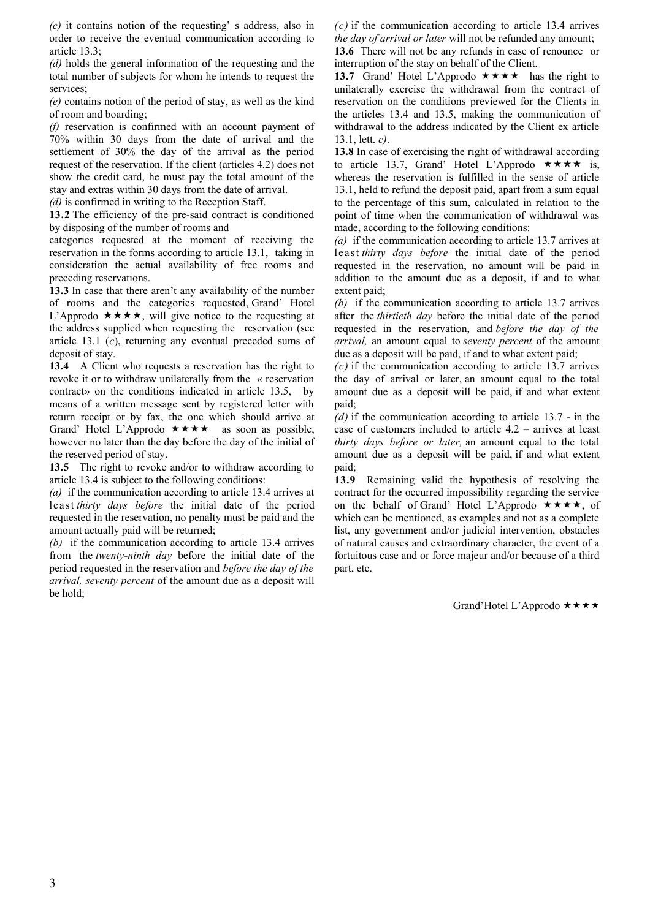*(c)* it contains notion of the requesting' s address, also in order to receive the eventual communication according to article 13.3;

*(d)* holds the general information of the requesting and the total number of subjects for whom he intends to request the services;

*(e)* contains notion of the period of stay, as well as the kind of room and boarding;

*(f)* reservation is confirmed with an account payment of 70% within 30 days from the date of arrival and the settlement of 30% the day of the arrival as the period request of the reservation. If the client (articles 4.2) does not show the credit card, he must pay the total amount of the stay and extras within 30 days from the date of arrival.

*(d)* is confirmed in writing to the Reception Staff.

**13.2** The efficiency of the pre-said contract is conditioned by disposing of the number of rooms and categories requested at the moment of receiving the reservation in the forms according to article 13.1, taking in consideration the actual availability of free rooms and preceding reservations.

**13.3** In case that there aren't any availability of the number of rooms and the categories requested, Grand' Hotel L'Approdo ★★★★, will give notice to the requesting at the address supplied when requesting the reservation (see article 13.1 (*c*), returning any eventual preceded sums of deposit of stay.

**13.4** A Client who requests a reservation has the right to revoke it or to withdraw unilaterally from the « reservation contract» on the conditions indicated in article 13.5, by means of a written message sent by registered letter with return receipt or by fax, the one which should arrive at Grand' Hotel L'Approdo ★★★★ as soon as possible, however no later than the day before the day of the initial of the reserved period of stay.

**13.5** The right to revoke and/or to withdraw according to article 13.4 is subject to the following conditions:

*(a)* if the communication according to article 13.4 arrives at least *thirty days before* the initial date of the period requested in the reservation, no penalty must be paid and the amount actually paid will be returned;

*(b)* if the communication according to article 13.4 arrives from the *twenty-ninth day* before the initial date of the period requested in the reservation and *before the day of the arrival, seventy percent* of the amount due as a deposit will be hold;

*(c)* if the communication according to article 13.4 arrives *the day of arrival or later* will not be refunded any amount;

**13.6** There will not be any refunds in case of renounce or interruption of the stay on behalf of the Client.

**13.7** Grand' Hotel L'Approdo ★★★★ has the right to unilaterally exercise the withdrawal from the contract of reservation on the conditions previewed for the Clients in the articles 13.4 and 13.5, making the communication of withdrawal to the address indicated by the Client ex article 13.1, lett. *c)*.

**13.8** In case of exercising the right of withdrawal according to article 13.7, Grand' Hotel L'Approdo ★★★★ is, whereas the reservation is fulfilled in the sense of article 13.1, held to refund the deposit paid, apart from a sum equal to the percentage of this sum, calculated in relation to the point of time when the communication of withdrawal was made, according to the following conditions:

*(a)* if the communication according to article 13.7 arrives at least *thirty days before* the initial date of the period requested in the reservation, no amount will be paid in addition to the amount due as a deposit, if and to what extent paid;

*(b)* if the communication according to article 13.7 arrives after the *thirtieth day* before the initial date of the period requested in the reservation, and *before the day of the arrival,* an amount equal to *seventy percent* of the amount due as a deposit will be paid, if and to what extent paid;

*(c)* if the communication according to article 13.7 arrives the day of arrival or later, an amount equal to the total amount due as a deposit will be paid, if and what extent paid;

*(d)* if the communication according to article 13.7 - in the case of customers included to article 4.2 – arrives at least *thirty days before or later,* an amount equal to the total amount due as a deposit will be paid, if and what extent paid;

**13.9** Remaining valid the hypothesis of resolving the contract for the occurred impossibility regarding the service on the behalf of Grand' Hotel L'Approdo ★★★★, of which can be mentioned, as examples and not as a complete list, any government and/or judicial intervention, obstacles of natural causes and extraordinary character, the event of a fortuitous case and or force majeur and/or because of a third part, etc.

Grand'Hotel L'Approdo ★★★★